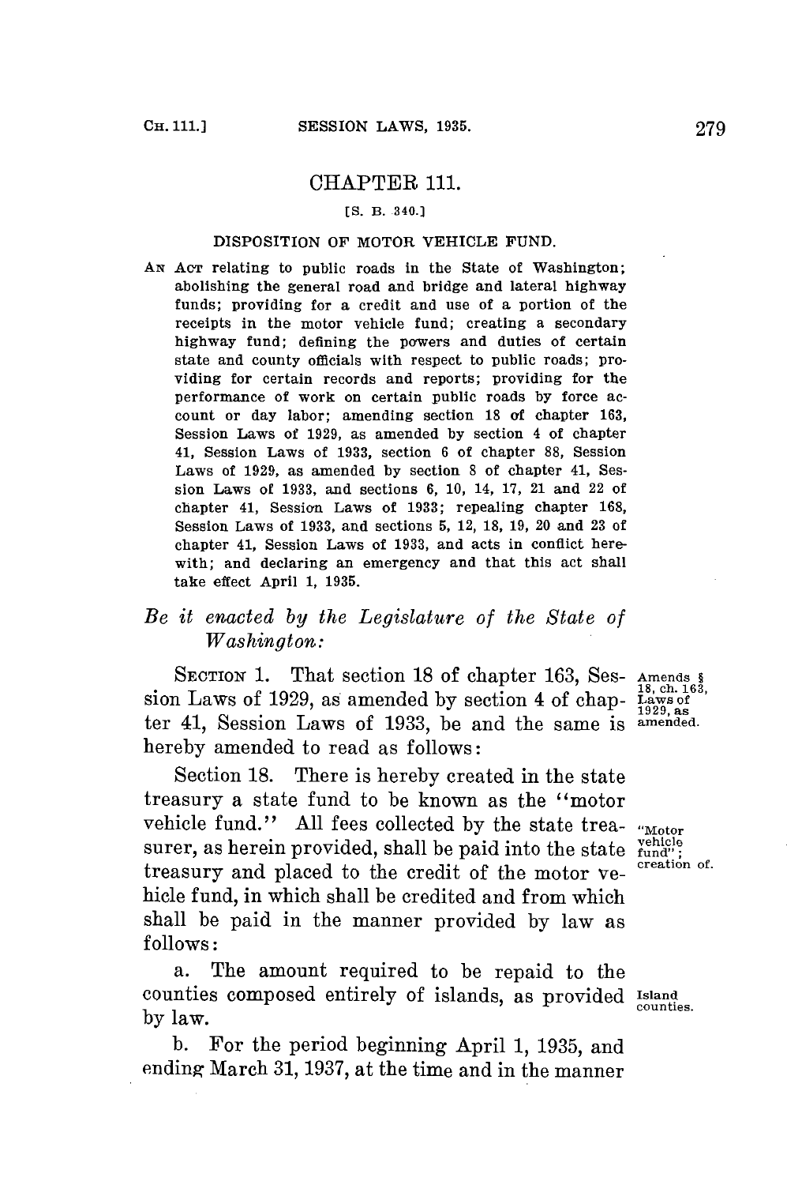# CHAPTER 111.

[S. B. 340.]

## DISPOSITION OF MOTOR VEHICLE FUND.

AN ACT relating to public roads in the State of Washington; abolishing the general road and bridge and lateral highway funds; providing for a credit and use of a portion of the receipts in the motor vehicle fund; creating a secondary highway fund; defining the powers and duties of certain state and county officials with respect to public roads; providing for certain records and reports; providing for the performance of work on certain public roads by force account or day labor; amending section 18 of chapter 163, Session Laws of 1929, as amended by section 4 of chapter 41, Session Laws of 1933, section 6 of chapter 88, Session Laws of 1929, as amended by section 8 of chapter 41, Session Laws of 1933, and sections 6, 10, 14, 17, 21 and 22 of chapter 41, Session Laws of 1933; repealing chapter 168, Session Laws of 1933, and sections 5, 12, 18, 19, 20 and 23 of chapter 41, Session Laws of 1933, and acts in conflict herewith; and declaring an emergency and that this act shall take effect April 1, 1935.

*Be it enacted by the Legislature of the State of Washington:*

SECTION 1. That section 18 of chapter 163, Session Laws of 1929, as amended by section 4 of chapter 41, Session Laws of 1933, be and the same is hereby amended to read as follows:

Amends § 18, ch. 163, Laws of 1929, as amended.

Section 18. There is hereby created in the state treasury a state fund to be known as the "motor vehicle fund." All fees collected by the state treasurer, as herein provided, shall be paid into the state treasury and placed to the credit of the motor vehicle fund, in which shall be credited and from which shall be paid in the manner provided by law as follows:

"Motor vehicle fund"; creation of.

a. The amount required to be repaid to the counties composed entirely of islands, as provided by law.

Island counties.

b. For the period beginning April 1, 1935, and ending March 31, 1937, at the time and in the manner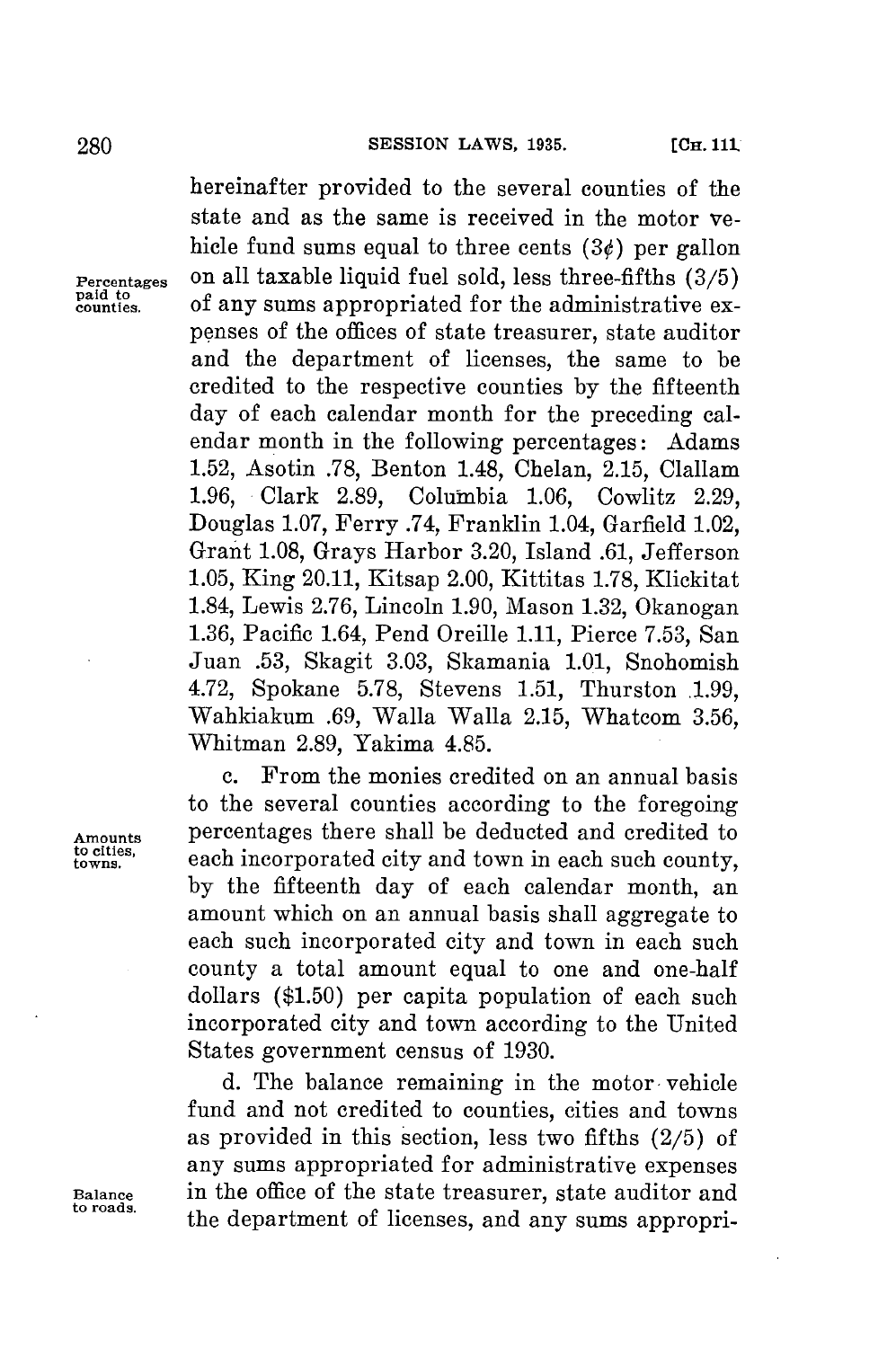hereinafter provided to the several counties of the state and as the same is received in the motor vehicle fund sums equal to three cents (3¢) per gallon on all taxable liquid fuel sold, less three-fifths (3/5) of any sums appropriated for the administrative expenses of the offices of state treasurer, state auditor and the department of licenses, the same to be credited to the respective counties by the fifteenth day of each calendar month for the preceding calendar month in the following percentages: Adams 1.52, Asotin .78, Benton 1.48, Chelan, 2.15, Clallam 1.96, Clark 2.89, Columbia 1.06, Cowlitz 2.29, Douglas 1.07, Ferry .74, Franklin 1.04, Garfield 1.02, Grant 1.08, Grays Harbor 3.20, Island .61, Jefferson 1.05, King 20.11, Kitsap 2.00, Kittitas 1.78, Klickitat 1.84, Lewis 2.76, Lincoln 1.90, Mason 1.32, Okanogan 1.36, Pacific 1.64, Pend Oreille 1.11, Pierce 7.53, San Juan .53, Skagit 3.03, Skamania 1.01, Snohomish 4.72, Spokane 5.78, Stevens 1.51, Thurston 1.99, Wahkiakum .69, Walla Walla 2.15, Whatcom 3.56, Whitman 2.89, Yakima 4.85.

*Percentages paid to counties.*

c. From the monies credited on an annual basis to the several counties according to the foregoing percentages there shall be deducted and credited to each incorporated city and town in each such county, by the fifteenth day of each calendar month, an amount which on an annual basis shall aggregate to each such incorporated city and town in each such county a total amount equal to one and one-half dollars ($1.50) per capita population of each such incorporated city and town according to the United States government census of 1930.

*Amounts to cities, towns.*

d. The balance remaining in the motor vehicle fund and not credited to counties, cities and towns as provided in this section, less two fifths (2/5) of any sums appropriated for administrative expenses in the office of the state treasurer, state auditor and the department of licenses, and any sums appropri-

*Balance to roads.*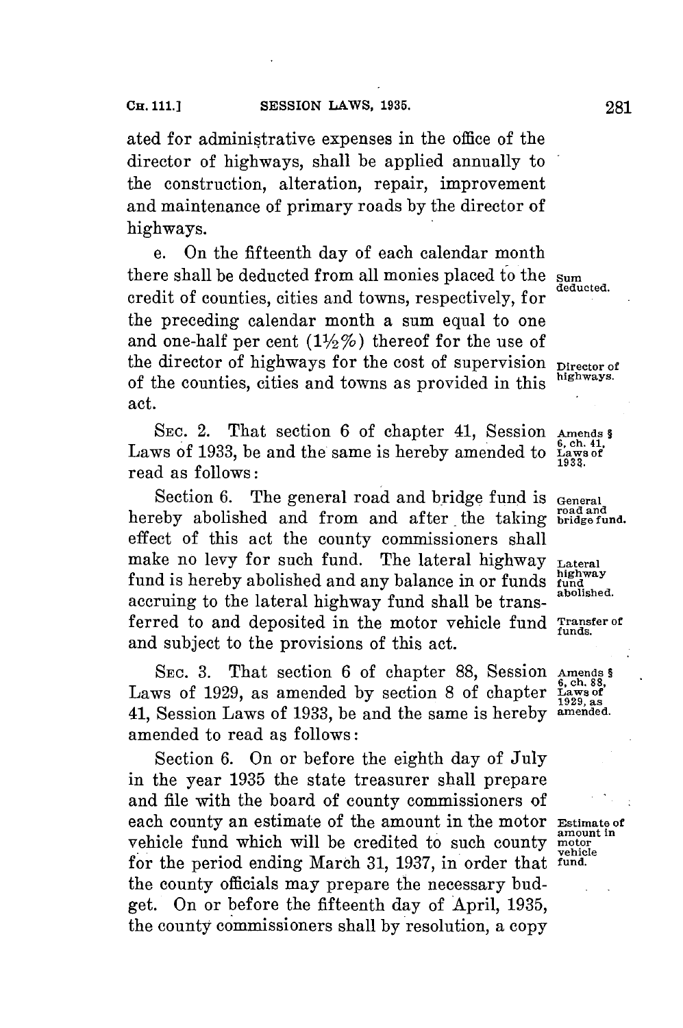ated for administrative expenses in the office of the director of highways, shall be applied annually to the construction, alteration, repair, improvement and maintenance of primary roads by the director of highways.

e. On the fifteenth day of each calendar month there shall be deducted from all monies placed to the credit of counties, cities and towns, respectively, for the preceding calendar month a sum equal to one and one-half per cent (1½%) thereof for the use of the director of highways for the cost of supervision of the counties, cities and towns as provided in this act.

Sum deducted.

Director of highways.

SEC. 2. That section 6 of chapter 41, Session Laws of 1933, be and the same is hereby amended to read as follows:

Amends § 6, ch. 41, Laws of 1933.

Section 6. The general road and bridge fund is hereby abolished and from and after the taking effect of this act the county commissioners shall make no levy for such fund. The lateral highway fund is hereby abolished and any balance in or funds accruing to the lateral highway fund shall be transferred to and deposited in the motor vehicle fund and subject to the provisions of this act.

General road and bridge fund.

Lateral highway fund abolished.

Transfer of funds.

SEC. 3. That section 6 of chapter 88, Session Laws of 1929, as amended by section 8 of chapter 41, Session Laws of 1933, be and the same is hereby amended to read as follows:

Amends § 6, ch. 88, Laws of 1929, as amended.

Section 6. On or before the eighth day of July in the year 1935 the state treasurer shall prepare and file with the board of county commissioners of each county an estimate of the amount in the motor vehicle fund which will be credited to such county for the period ending March 31, 1937, in order that the county officials may prepare the necessary budget. On or before the fifteenth day of April, 1935, the county commissioners shall by resolution, a copy

Estimate of amount in motor vehicle fund.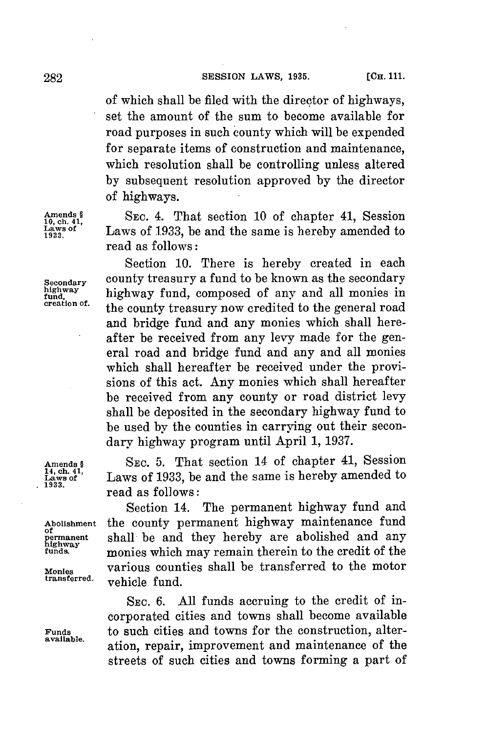of which shall be filed with the director of highways, set the amount of the sum to become available for road purposes in such county which will be expended for separate items of construction and maintenance, which resolution shall be controlling unless altered by subsequent resolution approved by the director of highways.

Amends § 10, ch. 41, Laws of 1933.

SEC. 4. That section 10 of chapter 41, Session Laws of 1933, be and the same is hereby amended to read as follows:

Secondary highway fund, creation of.

Section 10. There is hereby created in each county treasury a fund to be known as the secondary highway fund, composed of any and all monies in the county treasury now credited to the general road and bridge fund and any monies which shall hereafter be received from any levy made for the general road and bridge fund and any and all monies which shall hereafter be received under the provisions of this act. Any monies which shall hereafter be received from any county or road district levy shall be deposited in the secondary highway fund to be used by the counties in carrying out their secondary highway program until April 1, 1937.

Amends § 14, ch. 41, Laws of 1933.

SEC. 5. That section 14 of chapter 41, Session Laws of 1933, be and the same is hereby amended to read as follows:

Abolishment of permanent highway funds.

Monies transferred.

Section 14. The permanent highway fund and the county permanent highway maintenance fund shall be and they hereby are abolished and any monies which may remain therein to the credit of the various counties shall be transferred to the motor vehicle fund.

Funds available.

SEC. 6. All funds accruing to the credit of incorporated cities and towns shall become available to such cities and towns for the construction, alteration, repair, improvement and maintenance of the streets of such cities and towns forming a part of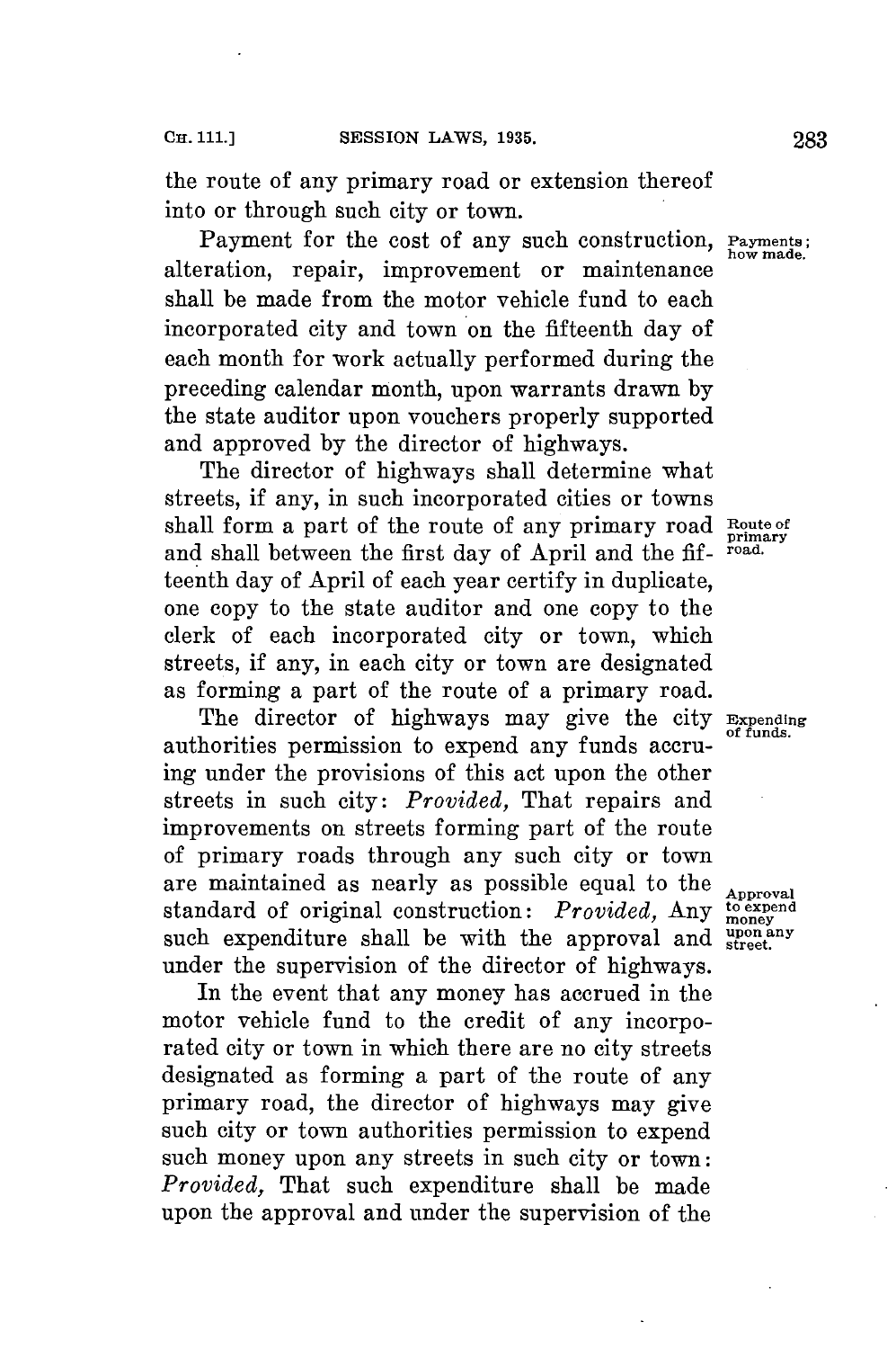the route of any primary road or extension thereof into or through such city or town.

Payments; how made.

Payment for the cost of any such construction, alteration, repair, improvement or maintenance shall be made from the motor vehicle fund to each incorporated city and town on the fifteenth day of each month for work actually performed during the preceding calendar month, upon warrants drawn by the state auditor upon vouchers properly supported and approved by the director of highways.

Route of primary road.

The director of highways shall determine what streets, if any, in such incorporated cities or towns shall form a part of the route of any primary road and shall between the first day of April and the fifteenth day of April of each year certify in duplicate, one copy to the state auditor and one copy to the clerk of each incorporated city or town, which streets, if any, in each city or town are designated as forming a part of the route of a primary road.

Expending of funds.

The director of highways may give the city authorities permission to expend any funds accruing under the provisions of this act upon the other streets in such city: *Provided,* That repairs and improvements on streets forming part of the route of primary roads through any such city or town are maintained as nearly as possible equal to the standard of original construction: *Provided,* Any such expenditure shall be with the approval and under the supervision of the director of highways.

Approval to expend money upon any street.

In the event that any money has accrued in the motor vehicle fund to the credit of any incorporated city or town in which there are no city streets designated as forming a part of the route of any primary road, the director of highways may give such city or town authorities permission to expend such money upon any streets in such city or town: *Provided,* That such expenditure shall be made upon the approval and under the supervision of the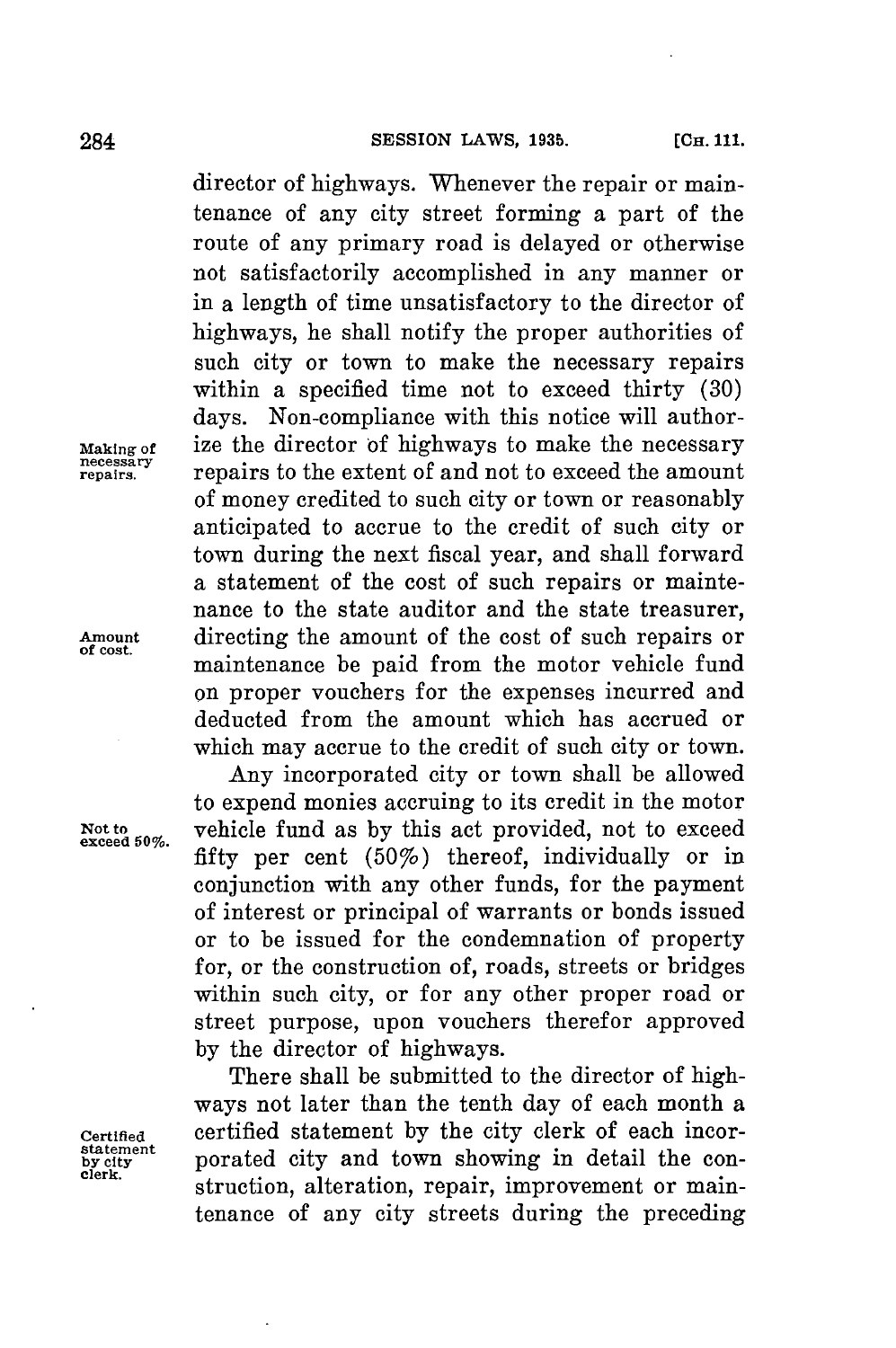director of highways. Whenever the repair or maintenance of any city street forming a part of the route of any primary road is delayed or otherwise not satisfactorily accomplished in any manner or in a length of time unsatisfactory to the director of highways, he shall notify the proper authorities of such city or town to make the necessary repairs within a specified time not to exceed thirty (30) days. Non-compliance with this notice will authorize the director of highways to make the necessary repairs to the extent of and not to exceed the amount of money credited to such city or town or reasonably anticipated to accrue to the credit of such city or town during the next fiscal year, and shall forward a statement of the cost of such repairs or maintenance to the state auditor and the state treasurer, directing the amount of the cost of such repairs or maintenance be paid from the motor vehicle fund on proper vouchers for the expenses incurred and deducted from the amount which has accrued or which may accrue to the credit of such city or town.

*Making of necessary repairs.*

*Amount of cost.*

Any incorporated city or town shall be allowed to expend monies accruing to its credit in the motor vehicle fund as by this act provided, not to exceed fifty per cent (50%) thereof, individually or in conjunction with any other funds, for the payment of interest or principal of warrants or bonds issued or to be issued for the condemnation of property for, or the construction of, roads, streets or bridges within such city, or for any other proper road or street purpose, upon vouchers therefor approved by the director of highways.

*Not to exceed 50%.*

There shall be submitted to the director of highways not later than the tenth day of each month a certified statement by the city clerk of each incorporated city and town showing in detail the construction, alteration, repair, improvement or maintenance of any city streets during the preceding

*Certified statement by city clerk.*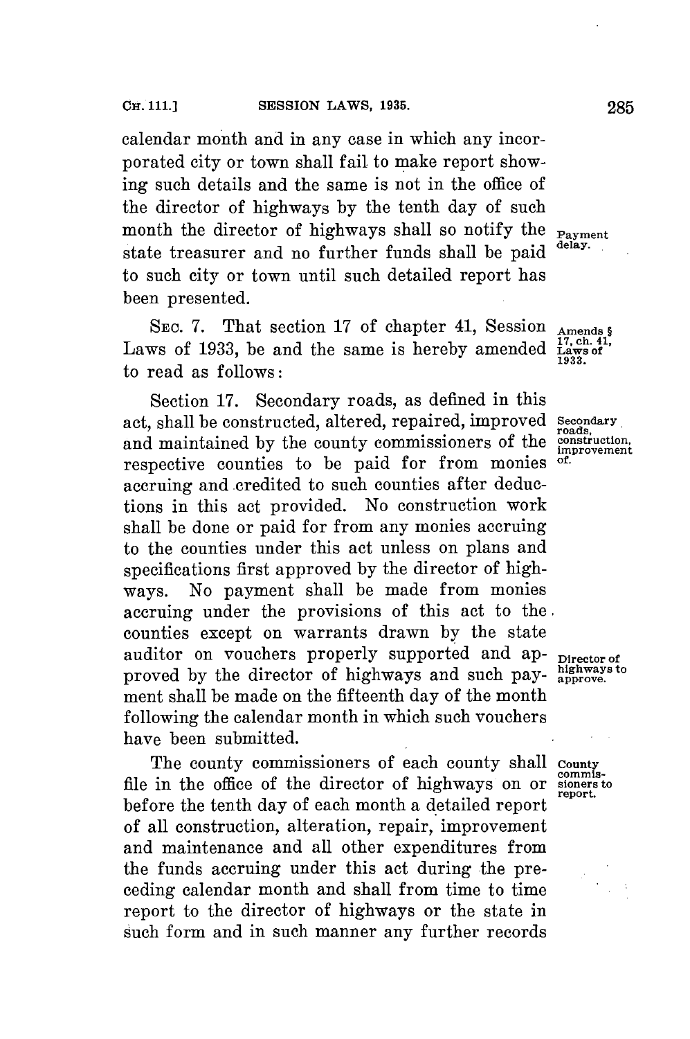calendar month and in any case in which any incorporated city or town shall fail to make report showing such details and the same is not in the office of the director of highways by the tenth day of such month the director of highways shall so notify the state treasurer and no further funds shall be paid to such city or town until such detailed report has been presented.

Payment delay.

SEC. 7. That section 17 of chapter 41, Session Laws of 1933, be and the same is hereby amended to read as follows:

Amends § 17, ch. 41, Laws of 1933.

Section 17. Secondary roads, as defined in this act, shall be constructed, altered, repaired, improved and maintained by the county commissioners of the respective counties to be paid for from monies accruing and credited to such counties after deductions in this act provided. No construction work shall be done or paid for from any monies accruing to the counties under this act unless on plans and specifications first approved by the director of highways. No payment shall be made from monies accruing under the provisions of this act to the counties except on warrants drawn by the state auditor on vouchers properly supported and approved by the director of highways and such payment shall be made on the fifteenth day of the month following the calendar month in which such vouchers have been submitted.

Secondary roads, construction, improvement of.

Director of highways to approve.

The county commissioners of each county shall file in the office of the director of highways on or before the tenth day of each month a detailed report of all construction, alteration, repair, improvement and maintenance and all other expenditures from the funds accruing under this act during the preceding calendar month and shall from time to time report to the director of highways or the state in such form and in such manner any further records

County commissioners to report.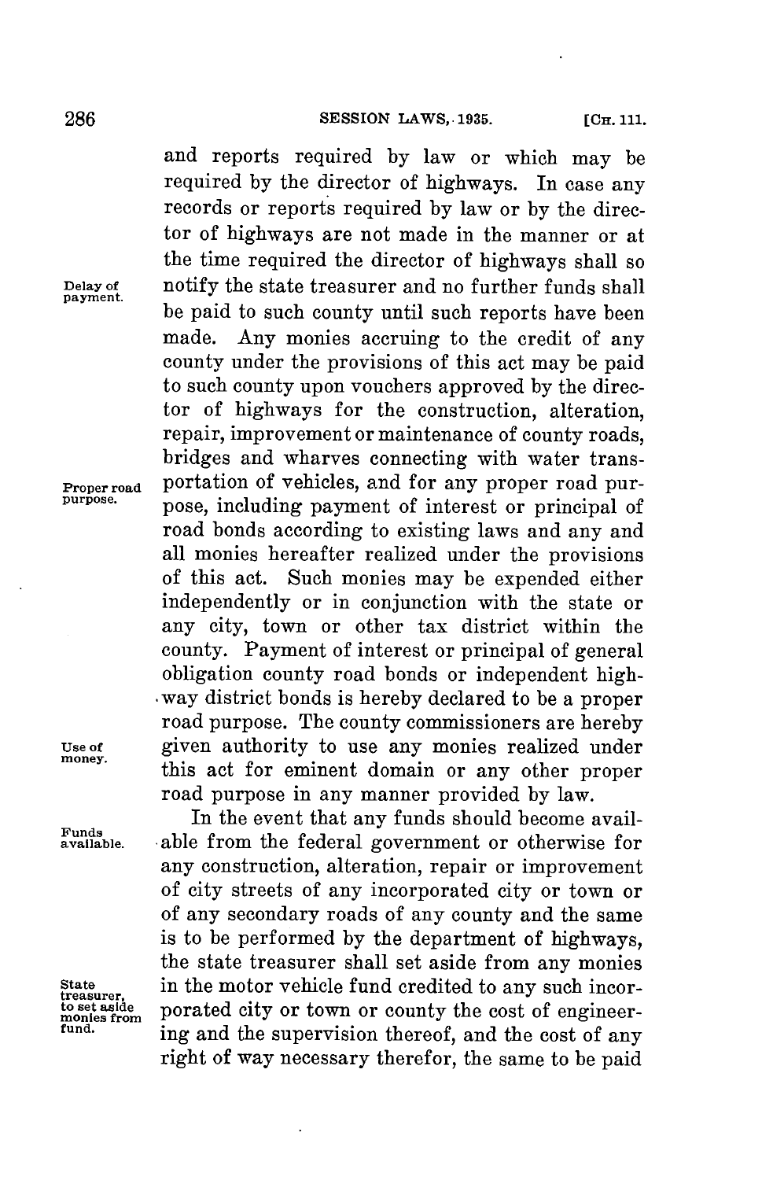and reports required by law or which may be required by the director of highways. In case any records or reports required by law or by the director of highways are not made in the manner or at the time required the director of highways shall so notify the state treasurer and no further funds shall be paid to such county until such reports have been made. Any monies accruing to the credit of any county under the provisions of this act may be paid to such county upon vouchers approved by the director of highways for the construction, alteration, repair, improvement or maintenance of county roads, bridges and wharves connecting with water transportation of vehicles, and for any proper road purpose, including payment of interest or principal of road bonds according to existing laws and any and all monies hereafter realized under the provisions of this act. Such monies may be expended either independently or in conjunction with the state or any city, town or other tax district within the county. Payment of interest or principal of general obligation county road bonds or independent highway district bonds is hereby declared to be a proper road purpose. The county commissioners are hereby given authority to use any monies realized under this act for eminent domain or any other proper road purpose in any manner provided by law.

*Delay of payment.*

*Proper road purpose.*

*Use of money.*

In the event that any funds should become available from the federal government or otherwise for any construction, alteration, repair or improvement of city streets of any incorporated city or town or of any secondary roads of any county and the same is to be performed by the department of highways, the state treasurer shall set aside from any monies in the motor vehicle fund credited to any such incorporated city or town or county the cost of engineering and the supervision thereof, and the cost of any right of way necessary therefor, the same to be paid

*Funds available.*

*State treasurer, to set aside monies from fund.*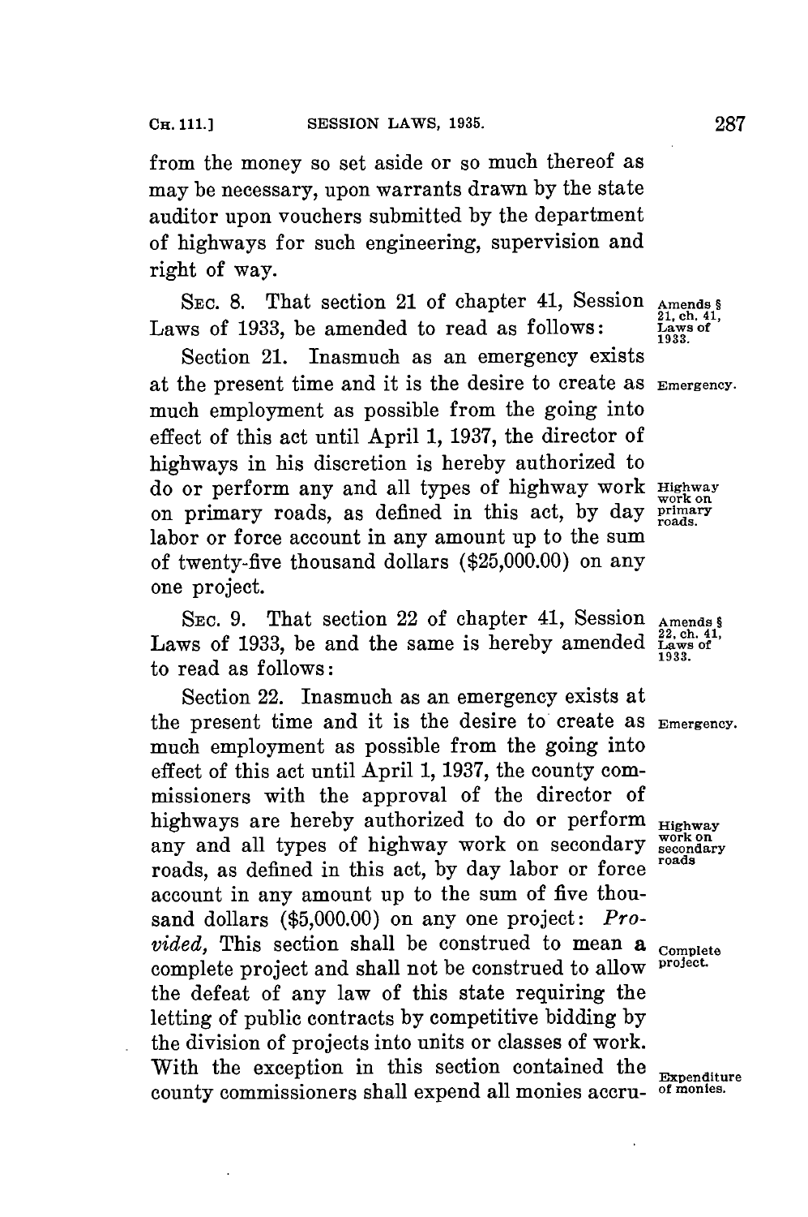from the money so set aside or so much thereof as may be necessary, upon warrants drawn by the state auditor upon vouchers submitted by the department of highways for such engineering, supervision and right of way.

SEC. 8. That section 21 of chapter 41, Session Laws of 1933, be amended to read as follows:

*Amends § 21, ch. 41, Laws of 1933.*

Section 21. Inasmuch as an emergency exists at the present time and it is the desire to create as much employment as possible from the going into effect of this act until April 1, 1937, the director of highways in his discretion is hereby authorized to do or perform any and all types of highway work on primary roads, as defined in this act, by day labor or force account in any amount up to the sum of twenty-five thousand dollars ($25,000.00) on any one project.

*Emergency.*

*Highway work on primary roads.*

SEC. 9. That section 22 of chapter 41, Session Laws of 1933, be and the same is hereby amended to read as follows:

*Amends § 22, ch. 41, Laws of 1933.*

Section 22. Inasmuch as an emergency exists at the present time and it is the desire to create as much employment as possible from the going into effect of this act until April 1, 1937, the county commissioners with the approval of the director of highways are hereby authorized to do or perform any and all types of highway work on secondary roads, as defined in this act, by day labor or force account in any amount up to the sum of five thousand dollars ($5,000.00) on any one project: *Provided,* This section shall be construed to mean a complete project and shall not be construed to allow the defeat of any law of this state requiring the letting of public contracts by competitive bidding by the division of projects into units or classes of work. With the exception in this section contained the county commissioners shall expend all monies accru-

*Emergency.*

*Highway work on secondary roads*

*Complete project.*

*Expenditure of monies.*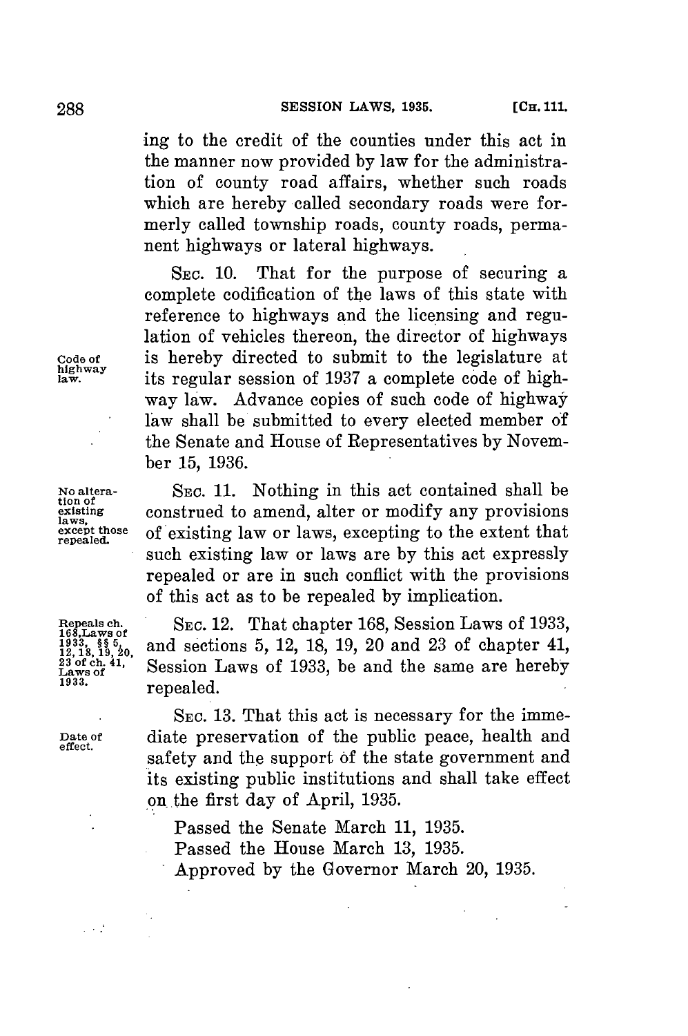ing to the credit of the counties under this act in the manner now provided by law for the administration of county road affairs, whether such roads which are hereby called secondary roads were formerly called township roads, county roads, permanent highways or lateral highways.

Code of highway law.

SEC. 10. That for the purpose of securing a complete codification of the laws of this state with reference to highways and the licensing and regulation of vehicles thereon, the director of highways is hereby directed to submit to the legislature at its regular session of 1937 a complete code of highway law. Advance copies of such code of highway law shall be submitted to every elected member of the Senate and House of Representatives by November 15, 1936.

No alteration of existing laws, except those repealed.

SEC. 11. Nothing in this act contained shall be construed to amend, alter or modify any provisions of existing law or laws, excepting to the extent that such existing law or laws are by this act expressly repealed or are in such conflict with the provisions of this act as to be repealed by implication.

Repeals ch. 168, Laws of 1933, §§ 5, 12, 18, 19, 20, 23 of ch. 41, Laws of 1933.

SEC. 12. That chapter 168, Session Laws of 1933, and sections 5, 12, 18, 19, 20 and 23 of chapter 41, Session Laws of 1933, be and the same are hereby repealed.

Date of effect.

SEC. 13. That this act is necessary for the immediate preservation of the public peace, health and safety and the support of the state government and its existing public institutions and shall take effect on the first day of April, 1935.

Passed the Senate March 11, 1935.
Passed the House March 13, 1935.
Approved by the Governor March 20, 1935.